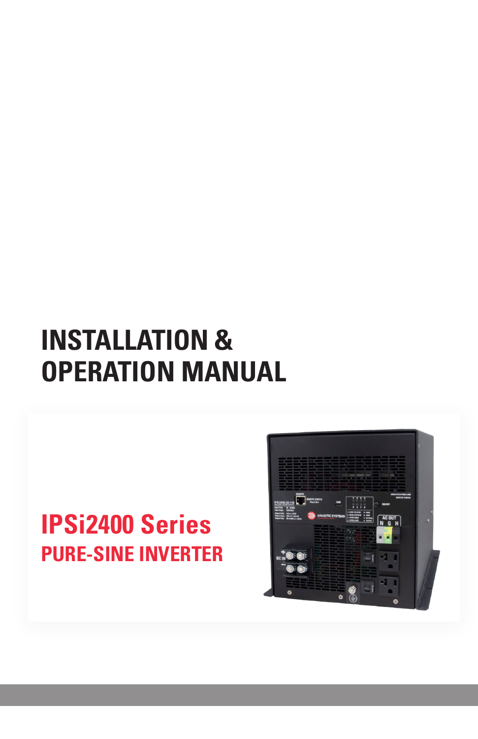# INSTALLATION & OPERATION MANUAL

## IPSi2400 Series

### PURE-SINE INVERTER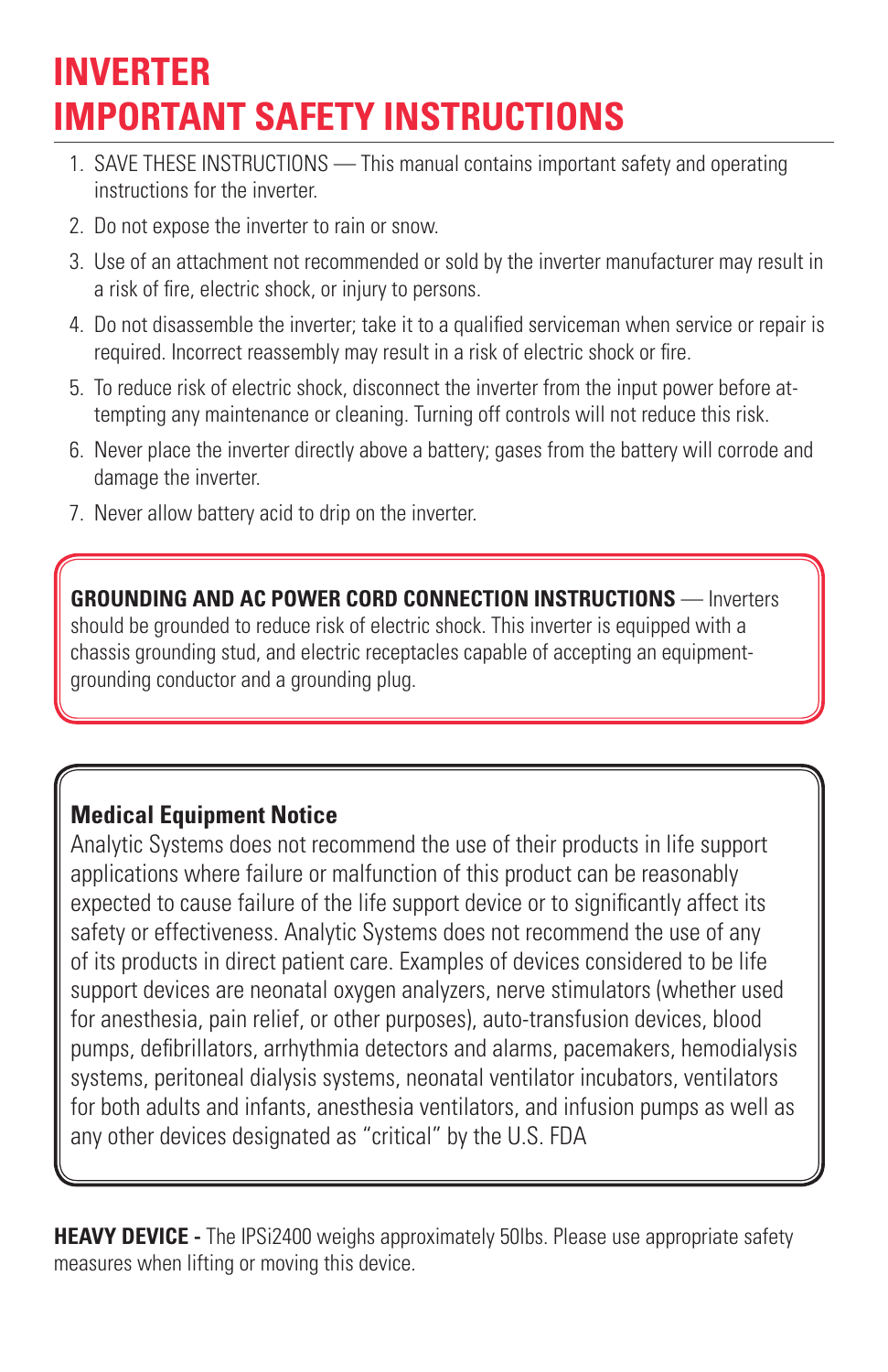# INVERTER IMPORTANT SAFETY INSTRUCTIONS

1. SAVE THESE INSTRUCTIONS — This manual contains important safety and operating instructions for the inverter.
2. Do not expose the inverter to rain or snow.
3. Use of an attachment not recommended or sold by the inverter manufacturer may result in a risk of fire, electric shock, or injury to persons.
4. Do not disassemble the inverter; take it to a qualified serviceman when service or repair is required. Incorrect reassembly may result in a risk of electric shock or fire.
5. To reduce risk of electric shock, disconnect the inverter from the input power before attempting any maintenance or cleaning. Turning off controls will not reduce this risk.
6. Never place the inverter directly above a battery; gases from the battery will corrode and damage the inverter.
7. Never allow battery acid to drip on the inverter.

**GROUNDING AND AC POWER CORD CONNECTION INSTRUCTIONS** — Inverters should be grounded to reduce risk of electric shock. This inverter is equipped with a chassis grounding stud, and electric receptacles capable of accepting an equipment-grounding conductor and a grounding plug.

**Medical Equipment Notice**

Analytic Systems does not recommend the use of their products in life support applications where failure or malfunction of this product can be reasonably expected to cause failure of the life support device or to significantly affect its safety or effectiveness. Analytic Systems does not recommend the use of any of its products in direct patient care. Examples of devices considered to be life support devices are neonatal oxygen analyzers, nerve stimulators (whether used for anesthesia, pain relief, or other purposes), auto-transfusion devices, blood pumps, defibrillators, arrhythmia detectors and alarms, pacemakers, hemodialysis systems, peritoneal dialysis systems, neonatal ventilator incubators, ventilators for both adults and infants, anesthesia ventilators, and infusion pumps as well as any other devices designated as "critical" by the U.S. FDA

**HEAVY DEVICE -** The IPSi2400 weighs approximately 50lbs. Please use appropriate safety measures when lifting or moving this device.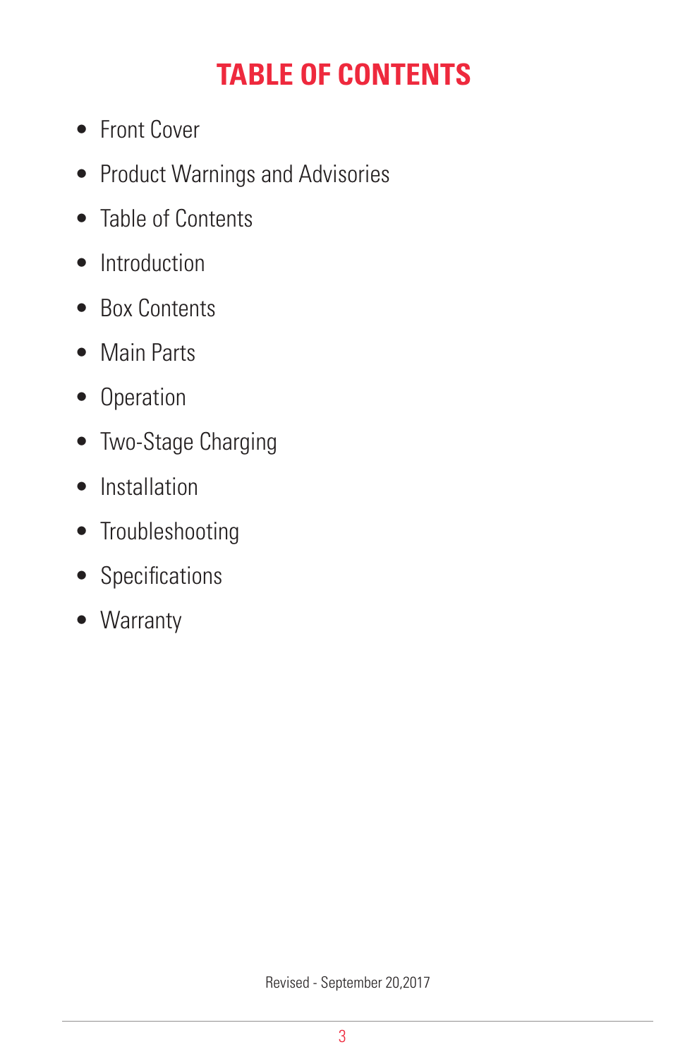# TABLE OF CONTENTS

- Front Cover
- Product Warnings and Advisories
- Table of Contents
- Introduction
- Box Contents
- Main Parts
- Operation
- Two-Stage Charging
- Installation
- Troubleshooting
- Specifications
- Warranty

Revised - September 20,2017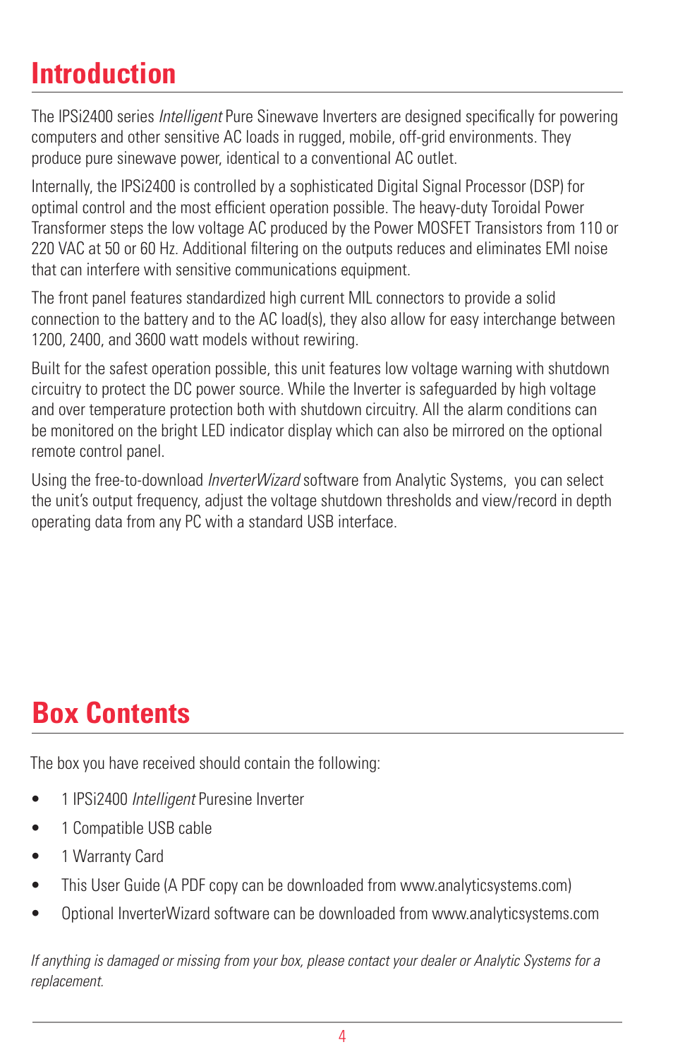# Introduction

The IPSi2400 series *Intelligent* Pure Sinewave Inverters are designed specifically for powering computers and other sensitive AC loads in rugged, mobile, off-grid environments. They produce pure sinewave power, identical to a conventional AC outlet.

Internally, the IPSi2400 is controlled by a sophisticated Digital Signal Processor (DSP) for optimal control and the most efficient operation possible. The heavy-duty Toroidal Power Transformer steps the low voltage AC produced by the Power MOSFET Transistors from 110 or 220 VAC at 50 or 60 Hz. Additional filtering on the outputs reduces and eliminates EMI noise that can interfere with sensitive communications equipment.

The front panel features standardized high current MIL connectors to provide a solid connection to the battery and to the AC load(s), they also allow for easy interchange between 1200, 2400, and 3600 watt models without rewiring.

Built for the safest operation possible, this unit features low voltage warning with shutdown circuitry to protect the DC power source. While the Inverter is safeguarded by high voltage and over temperature protection both with shutdown circuitry. All the alarm conditions can be monitored on the bright LED indicator display which can also be mirrored on the optional remote control panel.

Using the free-to-download *InverterWizard* software from Analytic Systems, you can select the unit's output frequency, adjust the voltage shutdown thresholds and view/record in depth operating data from any PC with a standard USB interface.

# Box Contents

The box you have received should contain the following:

- 1 IPSi2400 *Intelligent* Puresine Inverter
- 1 Compatible USB cable
- 1 Warranty Card
- This User Guide (A PDF copy can be downloaded from www.analyticsystems.com)
- Optional InverterWizard software can be downloaded from www.analyticsystems.com

*If anything is damaged or missing from your box, please contact your dealer or Analytic Systems for a replacement.*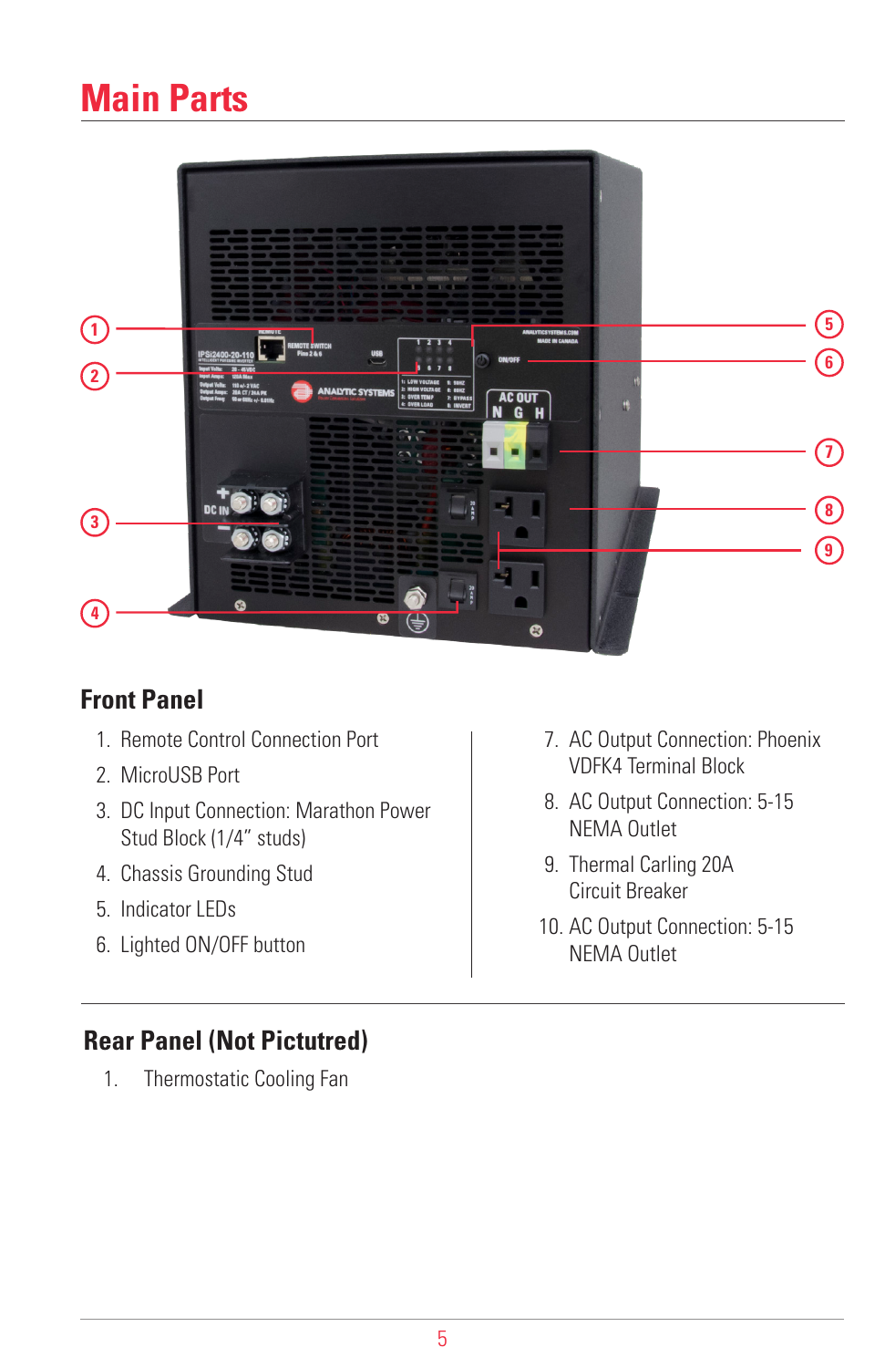# Main Parts

## Front Panel

1. Remote Control Connection Port
2. MicroUSB Port
3. DC Input Connection: Marathon Power Stud Block (1/4" studs)
4. Chassis Grounding Stud
5. Indicator LEDs
6. Lighted ON/OFF button
7. AC Output Connection: Phoenix VDFK4 Terminal Block
8. AC Output Connection: 5-15 NEMA Outlet
9. Thermal Carling 20A Circuit Breaker
10. AC Output Connection: 5-15 NEMA Outlet

## Rear Panel (Not Pictutred)

1. Thermostatic Cooling Fan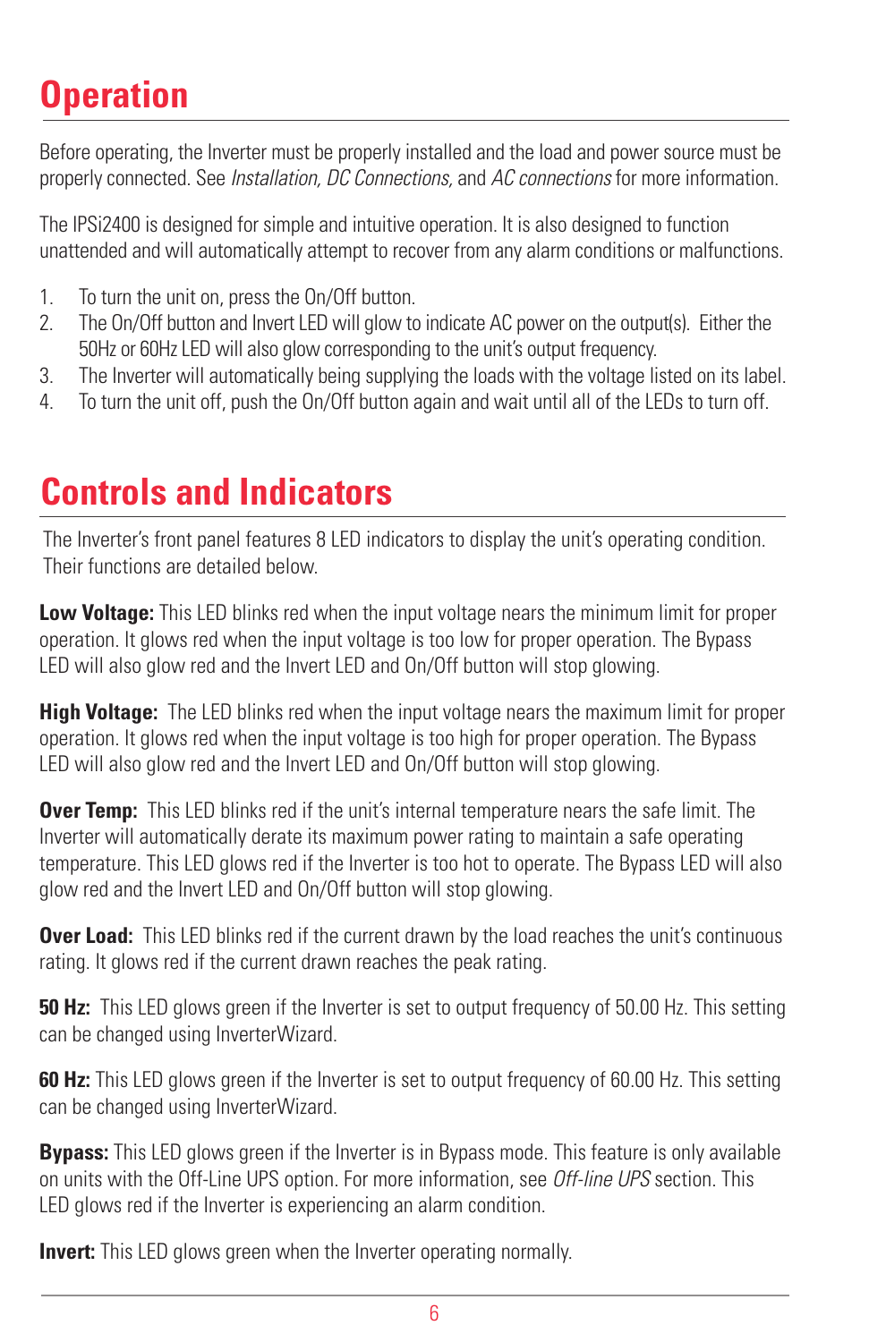# Operation

Before operating, the Inverter must be properly installed and the load and power source must be properly connected. See *Installation, DC Connections,* and *AC connections* for more information.

The IPSi2400 is designed for simple and intuitive operation. It is also designed to function unattended and will automatically attempt to recover from any alarm conditions or malfunctions.

1. To turn the unit on, press the On/Off button.
2. The On/Off button and Invert LED will glow to indicate AC power on the output(s). Either the 50Hz or 60Hz LED will also glow corresponding to the unit's output frequency.
3. The Inverter will automatically being supplying the loads with the voltage listed on its label.
4. To turn the unit off, push the On/Off button again and wait until all of the LEDs to turn off.

# Controls and Indicators

The Inverter's front panel features 8 LED indicators to display the unit's operating condition. Their functions are detailed below.

**Low Voltage:** This LED blinks red when the input voltage nears the minimum limit for proper operation. It glows red when the input voltage is too low for proper operation. The Bypass LED will also glow red and the Invert LED and On/Off button will stop glowing.

**High Voltage:** The LED blinks red when the input voltage nears the maximum limit for proper operation. It glows red when the input voltage is too high for proper operation. The Bypass LED will also glow red and the Invert LED and On/Off button will stop glowing.

**Over Temp:** This LED blinks red if the unit's internal temperature nears the safe limit. The Inverter will automatically derate its maximum power rating to maintain a safe operating temperature. This LED glows red if the Inverter is too hot to operate. The Bypass LED will also glow red and the Invert LED and On/Off button will stop glowing.

**Over Load:** This LED blinks red if the current drawn by the load reaches the unit's continuous rating. It glows red if the current drawn reaches the peak rating.

**50 Hz:** This LED glows green if the Inverter is set to output frequency of 50.00 Hz. This setting can be changed using InverterWizard.

**60 Hz:** This LED glows green if the Inverter is set to output frequency of 60.00 Hz. This setting can be changed using InverterWizard.

**Bypass:** This LED glows green if the Inverter is in Bypass mode. This feature is only available on units with the Off-Line UPS option. For more information, see *Off-line UPS* section. This LED glows red if the Inverter is experiencing an alarm condition.

**Invert:** This LED glows green when the Inverter operating normally.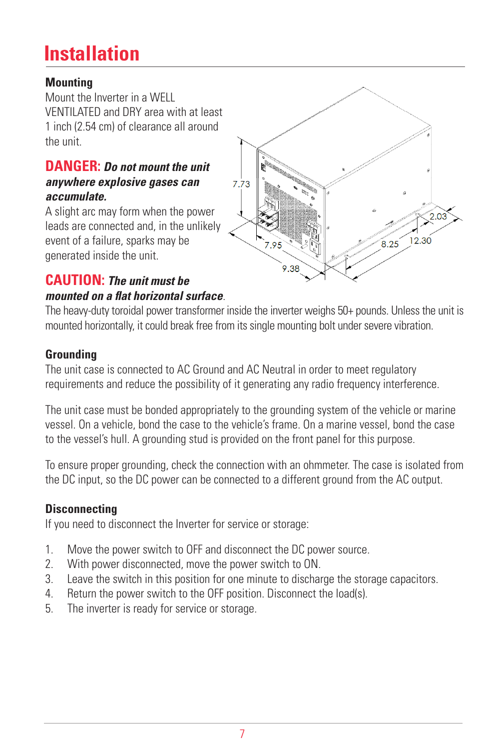# Installation

### Mounting

Mount the Inverter in a WELL VENTILATED and DRY area with at least 1 inch (2.54 cm) of clearance all around the unit.

**DANGER:** ***Do not mount the unit anywhere explosive gases can accumulate.***

A slight arc may form when the power leads are connected and, in the unlikely event of a failure, sparks may be generated inside the unit.

**CAUTION:** ***The unit must be mounted on a flat horizontal surface***.

The heavy-duty toroidal power transformer inside the inverter weighs 50+ pounds. Unless the unit is mounted horizontally, it could break free from its single mounting bolt under severe vibration.

### Grounding

The unit case is connected to AC Ground and AC Neutral in order to meet regulatory requirements and reduce the possibility of it generating any radio frequency interference.

The unit case must be bonded appropriately to the grounding system of the vehicle or marine vessel. On a vehicle, bond the case to the vehicle's frame. On a marine vessel, bond the case to the vessel's hull. A grounding stud is provided on the front panel for this purpose.

To ensure proper grounding, check the connection with an ohmmeter. The case is isolated from the DC input, so the DC power can be connected to a different ground from the AC output.

### Disconnecting

If you need to disconnect the Inverter for service or storage:

1. Move the power switch to OFF and disconnect the DC power source.
2. With power disconnected, move the power switch to ON.
3. Leave the switch in this position for one minute to discharge the storage capacitors.
4. Return the power switch to the OFF position. Disconnect the load(s).
5. The inverter is ready for service or storage.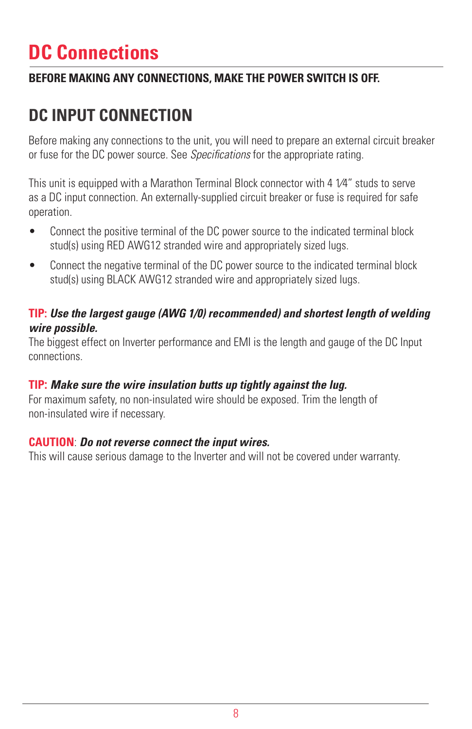# DC Connections

**BEFORE MAKING ANY CONNECTIONS, MAKE THE POWER SWITCH IS OFF.**

## DC INPUT CONNECTION

Before making any connections to the unit, you will need to prepare an external circuit breaker or fuse for the DC power source. See *Specifications* for the appropriate rating.

This unit is equipped with a Marathon Terminal Block connector with 4 1⁄4" studs to serve as a DC input connection. An externally-supplied circuit breaker or fuse is required for safe operation.

- Connect the positive terminal of the DC power source to the indicated terminal block stud(s) using RED AWG12 stranded wire and appropriately sized lugs.
- Connect the negative terminal of the DC power source to the indicated terminal block stud(s) using BLACK AWG12 stranded wire and appropriately sized lugs.

**TIP: *Use the largest gauge (AWG 1/0) recommended) and shortest length of welding wire possible.***
The biggest effect on Inverter performance and EMI is the length and gauge of the DC Input connections.

**TIP: *Make sure the wire insulation butts up tightly against the lug.***
For maximum safety, no non-insulated wire should be exposed. Trim the length of non-insulated wire if necessary.

**CAUTION**: ***Do not reverse connect the input wires.***
This will cause serious damage to the Inverter and will not be covered under warranty.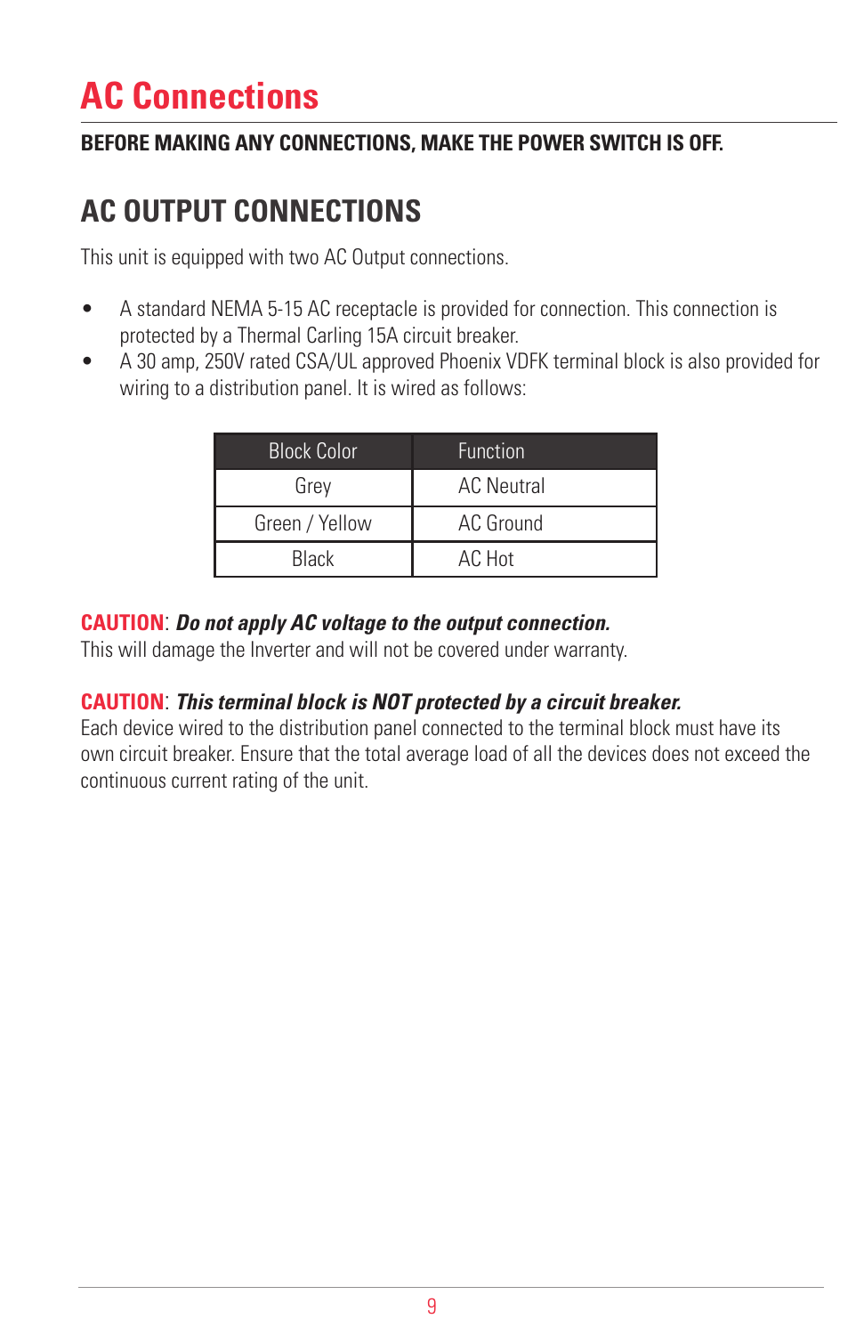# AC Connections

**BEFORE MAKING ANY CONNECTIONS, MAKE THE POWER SWITCH IS OFF.**

## AC OUTPUT CONNECTIONS

This unit is equipped with two AC Output connections.

- A standard NEMA 5-15 AC receptacle is provided for connection. This connection is protected by a Thermal Carling 15A circuit breaker.
- A 30 amp, 250V rated CSA/UL approved Phoenix VDFK terminal block is also provided for wiring to a distribution panel. It is wired as follows:

| Block Color | Function |
|---|---|
| Grey | AC Neutral |
| Green / Yellow | AC Ground |
| Black | AC Hot |

**CAUTION**: ***Do not apply AC voltage to the output connection.***
This will damage the Inverter and will not be covered under warranty.

**CAUTION**: ***This terminal block is NOT protected by a circuit breaker.***
Each device wired to the distribution panel connected to the terminal block must have its own circuit breaker. Ensure that the total average load of all the devices does not exceed the continuous current rating of the unit.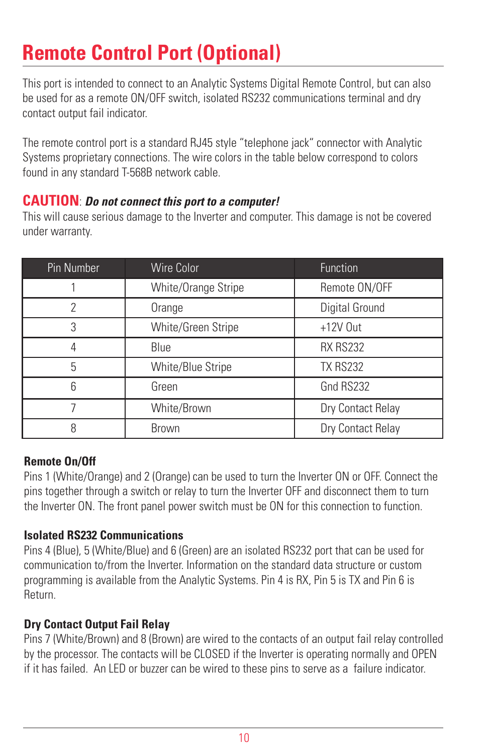# Remote Control Port (Optional)

This port is intended to connect to an Analytic Systems Digital Remote Control, but can also be used for as a remote ON/OFF switch, isolated RS232 communications terminal and dry contact output fail indicator.

The remote control port is a standard RJ45 style "telephone jack" connector with Analytic Systems proprietary connections. The wire colors in the table below correspond to colors found in any standard T-568B network cable.

**CAUTION**: ***Do not connect this port to a computer!***
This will cause serious damage to the Inverter and computer. This damage is not be covered under warranty.

| Pin Number | Wire Color | Function |
|---|---|---|
| 1 | White/Orange Stripe | Remote ON/OFF |
| 2 | Orange | Digital Ground |
| 3 | White/Green Stripe | +12V Out |
| 4 | Blue | RX RS232 |
| 5 | White/Blue Stripe | TX RS232 |
| 6 | Green | Gnd RS232 |
| 7 | White/Brown | Dry Contact Relay |
| 8 | Brown | Dry Contact Relay |

**Remote On/Off**
Pins 1 (White/Orange) and 2 (Orange) can be used to turn the Inverter ON or OFF. Connect the pins together through a switch or relay to turn the Inverter OFF and disconnect them to turn the Inverter ON. The front panel power switch must be ON for this connection to function.

**Isolated RS232 Communications**
Pins 4 (Blue), 5 (White/Blue) and 6 (Green) are an isolated RS232 port that can be used for communication to/from the Inverter. Information on the standard data structure or custom programming is available from the Analytic Systems. Pin 4 is RX, Pin 5 is TX and Pin 6 is Return.

**Dry Contact Output Fail Relay**
Pins 7 (White/Brown) and 8 (Brown) are wired to the contacts of an output fail relay controlled by the processor. The contacts will be CLOSED if the Inverter is operating normally and OPEN if it has failed. An LED or buzzer can be wired to these pins to serve as a failure indicator.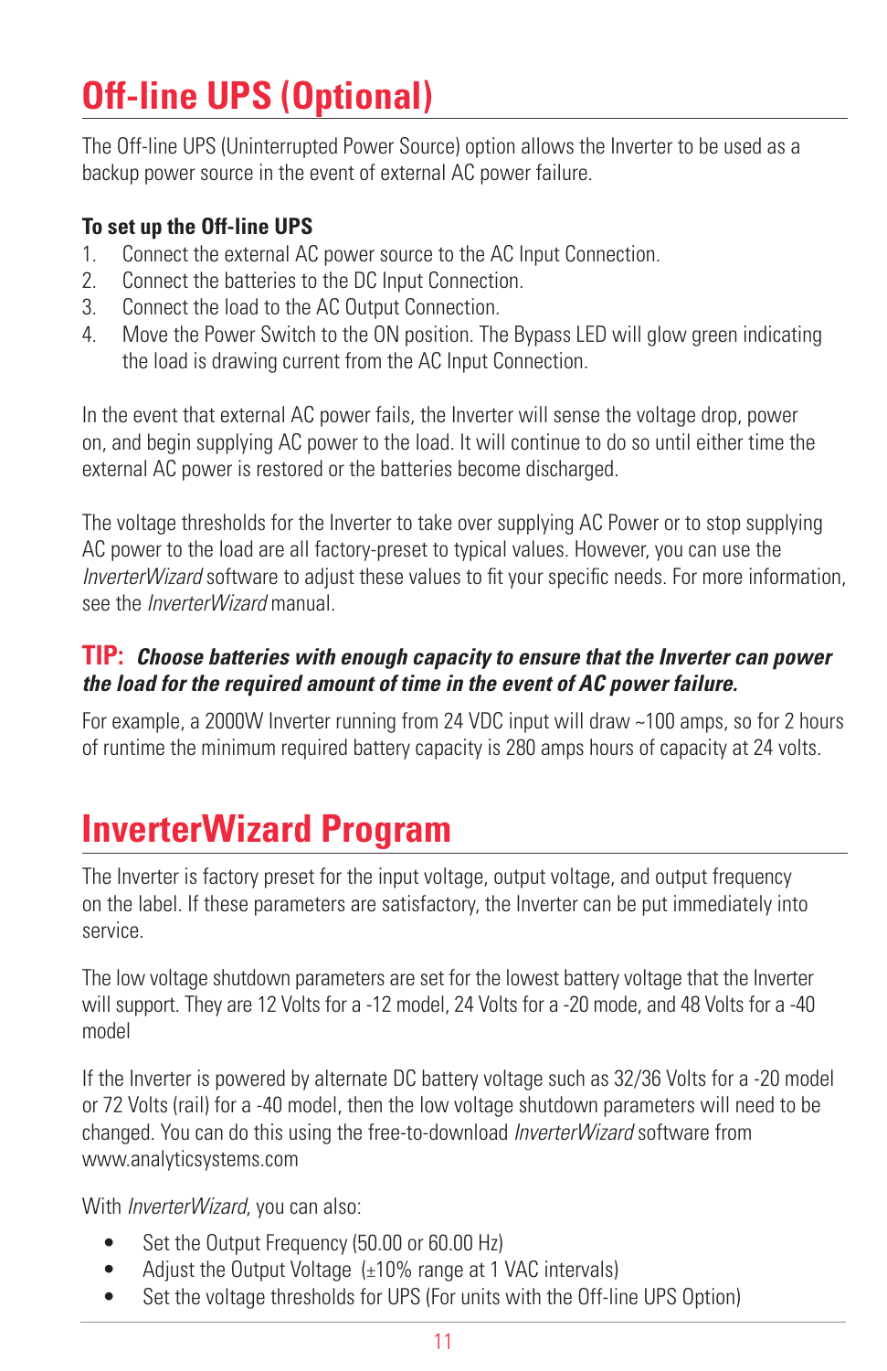# Off-line UPS (Optional)

The Off-line UPS (Uninterrupted Power Source) option allows the Inverter to be used as a backup power source in the event of external AC power failure.

### To set up the Off-line UPS

1. Connect the external AC power source to the AC Input Connection.
2. Connect the batteries to the DC Input Connection.
3. Connect the load to the AC Output Connection.
4. Move the Power Switch to the ON position. The Bypass LED will glow green indicating the load is drawing current from the AC Input Connection.

In the event that external AC power fails, the Inverter will sense the voltage drop, power on, and begin supplying AC power to the load. It will continue to do so until either time the external AC power is restored or the batteries become discharged.

The voltage thresholds for the Inverter to take over supplying AC Power or to stop supplying AC power to the load are all factory-preset to typical values. However, you can use the *InverterWizard* software to adjust these values to fit your specific needs. For more information, see the *InverterWizard* manual.

**TIP:** ***Choose batteries with enough capacity to ensure that the Inverter can power the load for the required amount of time in the event of AC power failure.***

For example, a 2000W Inverter running from 24 VDC input will draw ~100 amps, so for 2 hours of runtime the minimum required battery capacity is 280 amps hours of capacity at 24 volts.

# InverterWizard Program

The Inverter is factory preset for the input voltage, output voltage, and output frequency on the label. If these parameters are satisfactory, the Inverter can be put immediately into service.

The low voltage shutdown parameters are set for the lowest battery voltage that the Inverter will support. They are 12 Volts for a -12 model, 24 Volts for a -20 mode, and 48 Volts for a -40 model

If the Inverter is powered by alternate DC battery voltage such as 32/36 Volts for a -20 model or 72 Volts (rail) for a -40 model, then the low voltage shutdown parameters will need to be changed. You can do this using the free-to-download *InverterWizard* software from www.analyticsystems.com

With *InverterWizard*, you can also:

- Set the Output Frequency (50.00 or 60.00 Hz)
- Adjust the Output Voltage (±10% range at 1 VAC intervals)
- Set the voltage thresholds for UPS (For units with the Off-line UPS Option)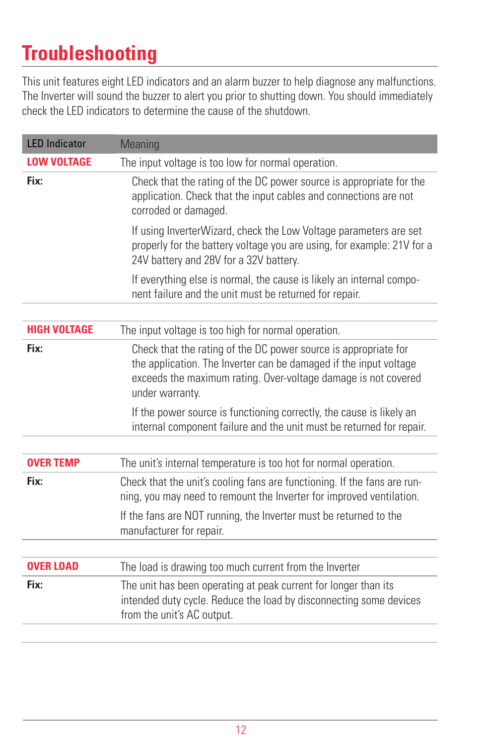# Troubleshooting

This unit features eight LED indicators and an alarm buzzer to help diagnose any malfunctions. The Inverter will sound the buzzer to alert you prior to shutting down. You should immediately check the LED indicators to determine the cause of the shutdown.

| LED Indicator | Meaning |
| --- | --- |
| **LOW VOLTAGE** | The input voltage is too low for normal operation. |
| **Fix:** | Check that the rating of the DC power source is appropriate for the application. Check that the input cables and connections are not corroded or damaged.<br><br>If using InverterWizard, check the Low Voltage parameters are set properly for the battery voltage you are using, for example: 21V for a 24V battery and 28V for a 32V battery.<br><br>If everything else is normal, the cause is likely an internal component failure and the unit must be returned for repair. |
| **HIGH VOLTAGE** | The input voltage is too high for normal operation. |
| **Fix:** | Check that the rating of the DC power source is appropriate for the application. The Inverter can be damaged if the input voltage exceeds the maximum rating. Over-voltage damage is not covered under warranty.<br><br>If the power source is functioning correctly, the cause is likely an internal component failure and the unit must be returned for repair. |
| **OVER TEMP** | The unit's internal temperature is too hot for normal operation. |
| **Fix:** | Check that the unit's cooling fans are functioning. If the fans are running, you may need to remount the Inverter for improved ventilation.<br><br>If the fans are NOT running, the Inverter must be returned to the manufacturer for repair. |
| **OVER LOAD** | The load is drawing too much current from the Inverter |
| **Fix:** | The unit has been operating at peak current for longer than its intended duty cycle. Reduce the load by disconnecting some devices from the unit's AC output. |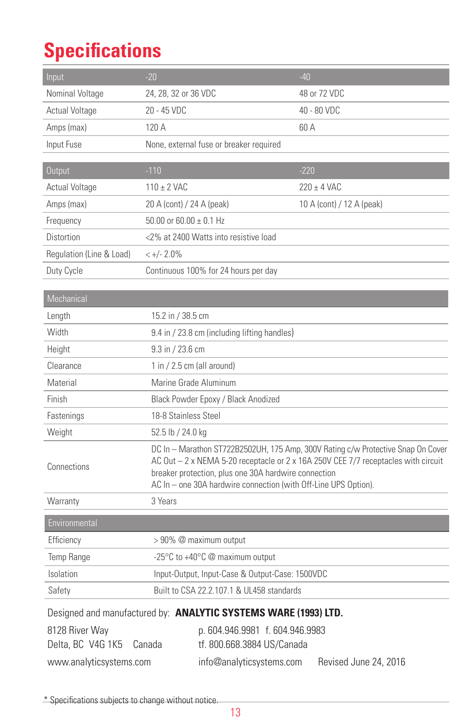# Specifications

| Input | -20 | -40 |
|---|---|---|
| Nominal Voltage | 24, 28, 32 or 36 VDC | 48 or 72 VDC |
| Actual Voltage | 20 - 45 VDC | 40 - 80 VDC |
| Amps (max) | 120 A | 60 A |
| Input Fuse | None, external fuse or breaker required | |

| Output | -110 | -220 |
|---|---|---|
| Actual Voltage | 110 ± 2 VAC | 220 ± 4 VAC |
| Amps (max) | 20 A (cont) / 24 A (peak) | 10 A (cont) / 12 A (peak) |
| Frequency | 50.00 or 60.00 ± 0.1 Hz | |
| Distortion | <2% at 2400 Watts into resistive load | |
| Regulation (Line & Load) | < +/- 2.0% | |
| Duty Cycle | Continuous 100% for 24 hours per day | |

| Mechanical | |
|---|---|
| Length | 15.2 in / 38.5 cm |
| Width | 9.4 in / 23.8 cm (including lifting handles) |
| Height | 9.3 in / 23.6 cm |
| Clearance | 1 in / 2.5 cm (all around) |
| Material | Marine Grade Aluminum |
| Finish | Black Powder Epoxy / Black Anodized |
| Fastenings | 18-8 Stainless Steel |
| Weight | 52.5 lb / 24.0 kg |
| Connections | DC In – Marathon ST722B2502UH, 175 Amp, 300V Rating c/w Protective Snap On Cover<br>AC Out – 2 x NEMA 5-20 receptacle or 2 x 16A 250V CEE 7/7 receptacles with circuit breaker protection, plus one 30A hardwire connection<br>AC In – one 30A hardwire connection (with Off-Line UPS Option). |
| Warranty | 3 Years |

| Environmental | |
|---|---|
| Efficiency | > 90% @ maximum output |
| Temp Range | -25°C to +40°C @ maximum output |
| Isolation | Input-Output, Input-Case & Output-Case: 1500VDC |
| Safety | Built to CSA 22.2.107.1 & UL458 standards |

Designed and manufactured by: **ANALYTIC SYSTEMS WARE (1993) LTD.**

8128 River Way
Delta, BC V4G 1K5 Canada

p. 604.946.9981 f. 604.946.9983
tf. 800.668.3884 US/Canada

www.analyticsystems.com

info@analyticsystems.com Revised June 24, 2016

* Specifications subjects to change without notice.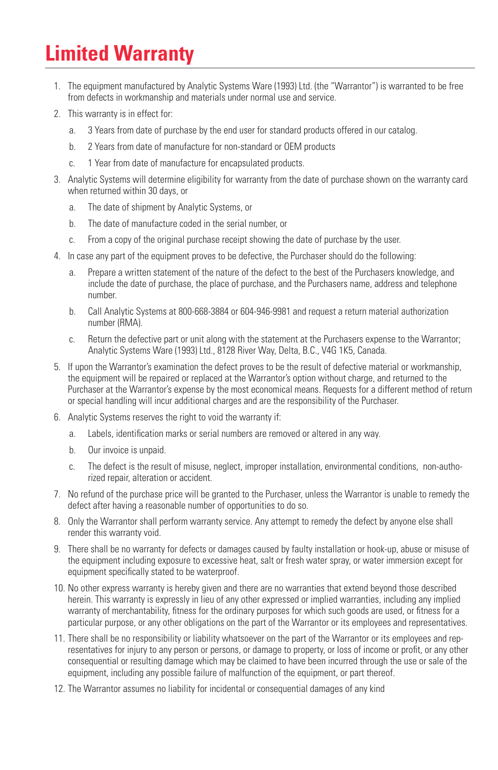# Limited Warranty

1. The equipment manufactured by Analytic Systems Ware (1993) Ltd. (the "Warrantor") is warranted to be free from defects in workmanship and materials under normal use and service.
2. This warranty is in effect for:
   a. 3 Years from date of purchase by the end user for standard products offered in our catalog.
   b. 2 Years from date of manufacture for non-standard or OEM products
   c. 1 Year from date of manufacture for encapsulated products.
3. Analytic Systems will determine eligibility for warranty from the date of purchase shown on the warranty card when returned within 30 days, or
   a. The date of shipment by Analytic Systems, or
   b. The date of manufacture coded in the serial number, or
   c. From a copy of the original purchase receipt showing the date of purchase by the user.
4. In case any part of the equipment proves to be defective, the Purchaser should do the following:
   a. Prepare a written statement of the nature of the defect to the best of the Purchasers knowledge, and include the date of purchase, the place of purchase, and the Purchasers name, address and telephone number.
   b. Call Analytic Systems at 800-668-3884 or 604-946-9981 and request a return material authorization number (RMA).
   c. Return the defective part or unit along with the statement at the Purchasers expense to the Warrantor; Analytic Systems Ware (1993) Ltd., 8128 River Way, Delta, B.C., V4G 1K5, Canada.
5. If upon the Warrantor's examination the defect proves to be the result of defective material or workmanship, the equipment will be repaired or replaced at the Warrantor's option without charge, and returned to the Purchaser at the Warrantor's expense by the most economical means. Requests for a different method of return or special handling will incur additional charges and are the responsibility of the Purchaser.
6. Analytic Systems reserves the right to void the warranty if:
   a. Labels, identification marks or serial numbers are removed or altered in any way.
   b. Our invoice is unpaid.
   c. The defect is the result of misuse, neglect, improper installation, environmental conditions, non-authorized repair, alteration or accident.
7. No refund of the purchase price will be granted to the Purchaser, unless the Warrantor is unable to remedy the defect after having a reasonable number of opportunities to do so.
8. Only the Warrantor shall perform warranty service. Any attempt to remedy the defect by anyone else shall render this warranty void.
9. There shall be no warranty for defects or damages caused by faulty installation or hook-up, abuse or misuse of the equipment including exposure to excessive heat, salt or fresh water spray, or water immersion except for equipment specifically stated to be waterproof.
10. No other express warranty is hereby given and there are no warranties that extend beyond those described herein. This warranty is expressly in lieu of any other expressed or implied warranties, including any implied warranty of merchantability, fitness for the ordinary purposes for which such goods are used, or fitness for a particular purpose, or any other obligations on the part of the Warrantor or its employees and representatives.
11. There shall be no responsibility or liability whatsoever on the part of the Warrantor or its employees and representatives for injury to any person or persons, or damage to property, or loss of income or profit, or any other consequential or resulting damage which may be claimed to have been incurred through the use or sale of the equipment, including any possible failure of malfunction of the equipment, or part thereof.
12. The Warrantor assumes no liability for incidental or consequential damages of any kind